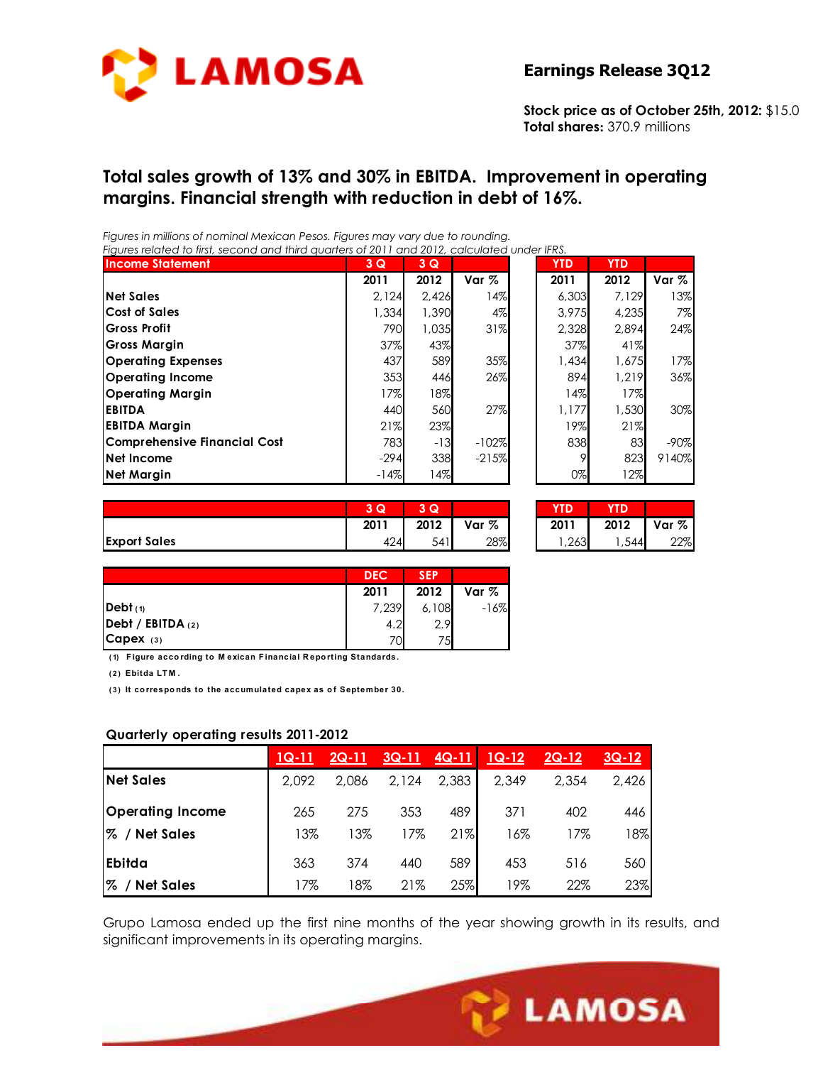LAMOSA

**Earnings Release 3Q12**

**Stock price as of October 25th, 2012:** $15.0
**Total shares:** 370.9 millions

## Total sales growth of 13% and 30% in EBITDA. Improvement in operating margins. Financial strength with reduction in debt of 16%.

*Figures in millions of nominal Mexican Pesos. Figures may vary due to rounding.*
*Figures related to first, second and third quarters of 2011 and 2012, calculated under IFRS.*

| Income Statement | 3 Q 2011 | 3 Q 2012 | Var % | YTD 2011 | YTD 2012 | Var % |
|---|---|---|---|---|---|---|
| Net Sales | 2,124 | 2,426 | 14% | 6,303 | 7,129 | 13% |
| Cost of Sales | 1,334 | 1,390 | 4% | 3,975 | 4,235 | 7% |
| Gross Profit | 790 | 1,035 | 31% | 2,328 | 2,894 | 24% |
| Gross Margin | 37% | 43% | | 37% | 41% | |
| Operating Expenses | 437 | 589 | 35% | 1,434 | 1,675 | 17% |
| Operating Income | 353 | 446 | 26% | 894 | 1,219 | 36% |
| Operating Margin | 17% | 18% | | 14% | 17% | |
| EBITDA | 440 | 560 | 27% | 1,177 | 1,530 | 30% |
| EBITDA Margin | 21% | 23% | | 19% | 21% | |
| Comprehensive Financial Cost | 783 | -13 | -102% | 838 | 83 | -90% |
| Net Income | -294 | 338 | -215% | 9 | 823 | 9140% |
| Net Margin | -14% | 14% | | 0% | 12% | |

| | 3 Q 2011 | 3 Q 2012 | Var % | YTD 2011 | YTD 2012 | Var % |
|---|---|---|---|---|---|---|
| Export Sales | 424 | 541 | 28% | 1,263 | 1,544 | 22% |

| | DEC 2011 | SEP 2012 | Var % |
|---|---|---|---|
| Debt (1) | 7,239 | 6,108 | -16% |
| Debt / EBITDA (2) | 4.2 | 2.9 | |
| Capex (3) | 70 | 75 | |

(1) Figure according to Mexican Financial Reporting Standards.
(2) Ebitda LTM.
(3) It corresponds to the accumulated capex as of September 30.

### Quarterly operating results 2011-2012

| | 1Q-11 | 2Q-11 | 3Q-11 | 4Q-11 | 1Q-12 | 2Q-12 | 3Q-12 |
|---|---|---|---|---|---|---|---|
| Net Sales | 2,092 | 2,086 | 2,124 | 2,383 | 2,349 | 2,354 | 2,426 |
| Operating Income | 265 | 275 | 353 | 489 | 371 | 402 | 446 |
| % / Net Sales | 13% | 13% | 17% | 21% | 16% | 17% | 18% |
| Ebitda | 363 | 374 | 440 | 589 | 453 | 516 | 560 |
| % / Net Sales | 17% | 18% | 21% | 25% | 19% | 22% | 23% |

Grupo Lamosa ended up the first nine months of the year showing growth in its results, and significant improvements in its operating margins.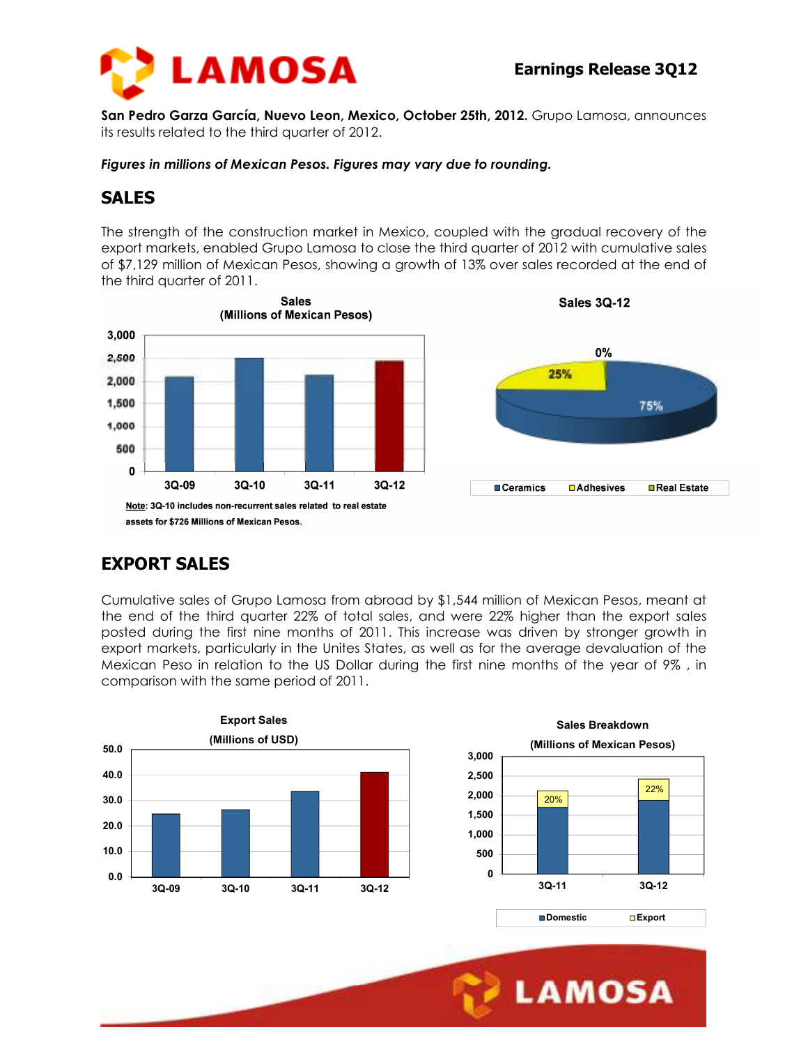**San Pedro Garza García, Nuevo Leon, Mexico, October 25th, 2012.** Grupo Lamosa, announces its results related to the third quarter of 2012.

***Figures in millions of Mexican Pesos. Figures may vary due to rounding.***

## SALES

The strength of the construction market in Mexico, coupled with the gradual recovery of the export markets, enabled Grupo Lamosa to close the third quarter of 2012 with cumulative sales of $7,129 million of Mexican Pesos, showing a growth of 13% over sales recorded at the end of the third quarter of 2011.

**Sales (Millions of Mexican Pesos)**

**Note**: 3Q-10 includes non-recurrent sales related to real estate assets for $726 Millions of Mexican Pesos.

**Sales 3Q-12**

## EXPORT SALES

Cumulative sales of Grupo Lamosa from abroad by $1,544 million of Mexican Pesos, meant at the end of the third quarter 22% of total sales, and were 22% higher than the export sales posted during the first nine months of 2011. This increase was driven by stronger growth in export markets, particularly in the Unites States, as well as for the average devaluation of the Mexican Peso in relation to the US Dollar during the first nine months of the year of 9% , in comparison with the same period of 2011.

**Export Sales (Millions of USD)**

**Sales Breakdown (Millions of Mexican Pesos)**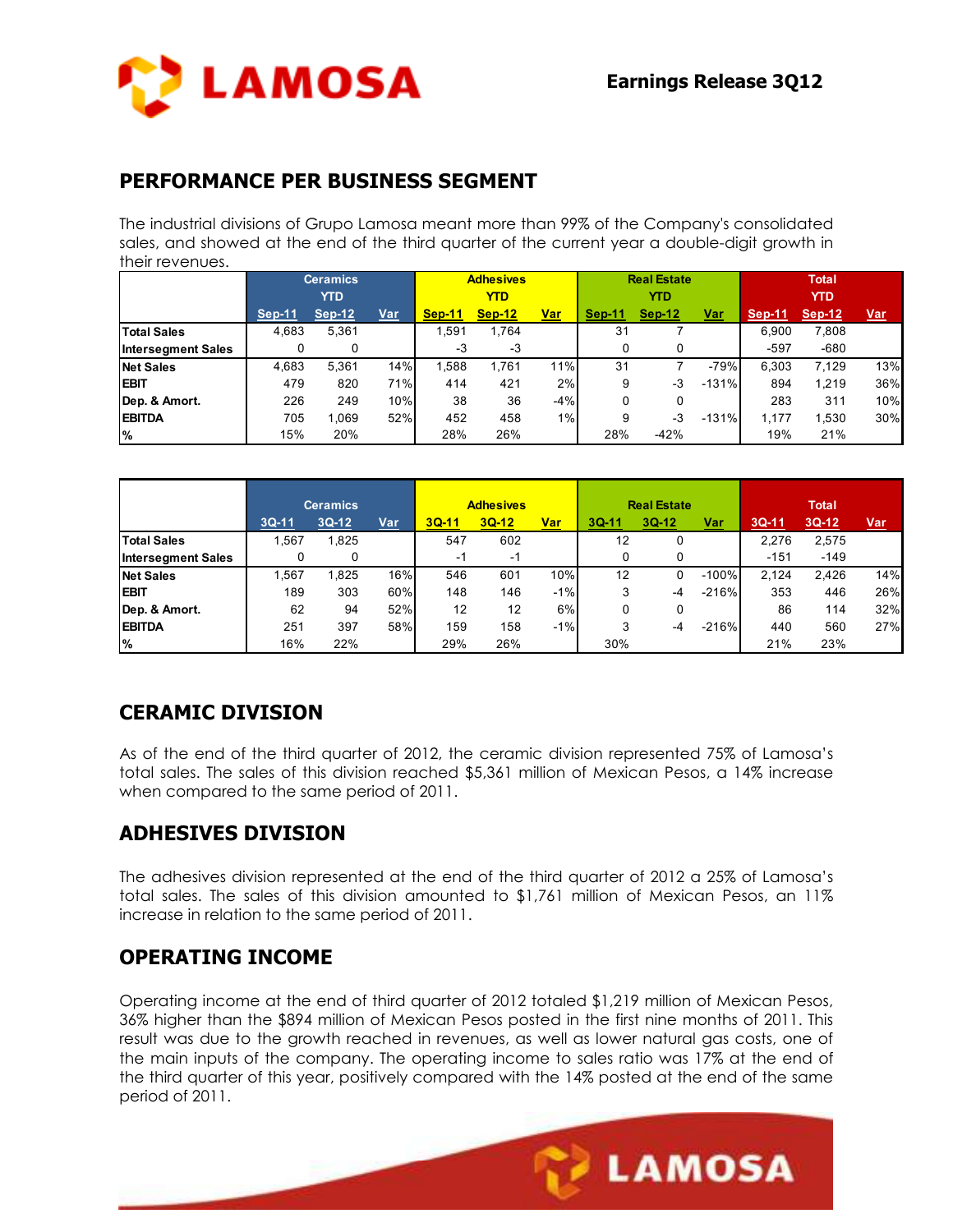## PERFORMANCE PER BUSINESS SEGMENT

The industrial divisions of Grupo Lamosa meant more than 99% of the Company's consolidated sales, and showed at the end of the third quarter of the current year a double-digit growth in their revenues.

| | Ceramics YTD | | | Adhesives YTD | | | Real Estate YTD | | | Total YTD | | |
|---|---|---|---|---|---|---|---|---|---|---|---|---|
| | Sep-11 | Sep-12 | Var | Sep-11 | Sep-12 | Var | Sep-11 | Sep-12 | Var | Sep-11 | Sep-12 | Var |
| **Total Sales** | 4,683 | 5,361 | | 1,591 | 1,764 | | 31 | 7 | | 6,900 | 7,808 | |
| **Intersegment Sales** | 0 | 0 | | -3 | -3 | | 0 | 0 | | -597 | -680 | |
| **Net Sales** | 4,683 | 5,361 | 14% | 1,588 | 1,761 | 11% | 31 | 7 | -79% | 6,303 | 7,129 | 13% |
| **EBIT** | 479 | 820 | 71% | 414 | 421 | 2% | 9 | -3 | -131% | 894 | 1,219 | 36% |
| **Dep. & Amort.** | 226 | 249 | 10% | 38 | 36 | -4% | 0 | 0 | | 283 | 311 | 10% |
| **EBITDA** | 705 | 1,069 | 52% | 452 | 458 | 1% | 9 | -3 | -131% | 1,177 | 1,530 | 30% |
| **%** | 15% | 20% | | 28% | 26% | | 28% | -42% | | 19% | 21% | |

| | Ceramics | | | Adhesives | | | Real Estate | | | Total | | |
|---|---|---|---|---|---|---|---|---|---|---|---|---|
| | 3Q-11 | 3Q-12 | Var | 3Q-11 | 3Q-12 | Var | 3Q-11 | 3Q-12 | Var | 3Q-11 | 3Q-12 | Var |
| **Total Sales** | 1,567 | 1,825 | | 547 | 602 | | 12 | 0 | | 2,276 | 2,575 | |
| **Intersegment Sales** | 0 | 0 | | -1 | -1 | | 0 | 0 | | -151 | -149 | |
| **Net Sales** | 1,567 | 1,825 | 16% | 546 | 601 | 10% | 12 | 0 | -100% | 2,124 | 2,426 | 14% |
| **EBIT** | 189 | 303 | 60% | 148 | 146 | -1% | 3 | -4 | -216% | 353 | 446 | 26% |
| **Dep. & Amort.** | 62 | 94 | 52% | 12 | 12 | 6% | 0 | 0 | | 86 | 114 | 32% |
| **EBITDA** | 251 | 397 | 58% | 159 | 158 | -1% | 3 | -4 | -216% | 440 | 560 | 27% |
| **%** | 16% | 22% | | 29% | 26% | | 30% | | | 21% | 23% | |

## CERAMIC DIVISION

As of the end of the third quarter of 2012, the ceramic division represented 75% of Lamosa's total sales. The sales of this division reached $5,361 million of Mexican Pesos, a 14% increase when compared to the same period of 2011.

## ADHESIVES DIVISION

The adhesives division represented at the end of the third quarter of 2012 a 25% of Lamosa's total sales. The sales of this division amounted to $1,761 million of Mexican Pesos, an 11% increase in relation to the same period of 2011.

## OPERATING INCOME

Operating income at the end of third quarter of 2012 totaled $1,219 million of Mexican Pesos, 36% higher than the $894 million of Mexican Pesos posted in the first nine months of 2011. This result was due to the growth reached in revenues, as well as lower natural gas costs, one of the main inputs of the company. The operating income to sales ratio was 17% at the end of the third quarter of this year, positively compared with the 14% posted at the end of the same period of 2011.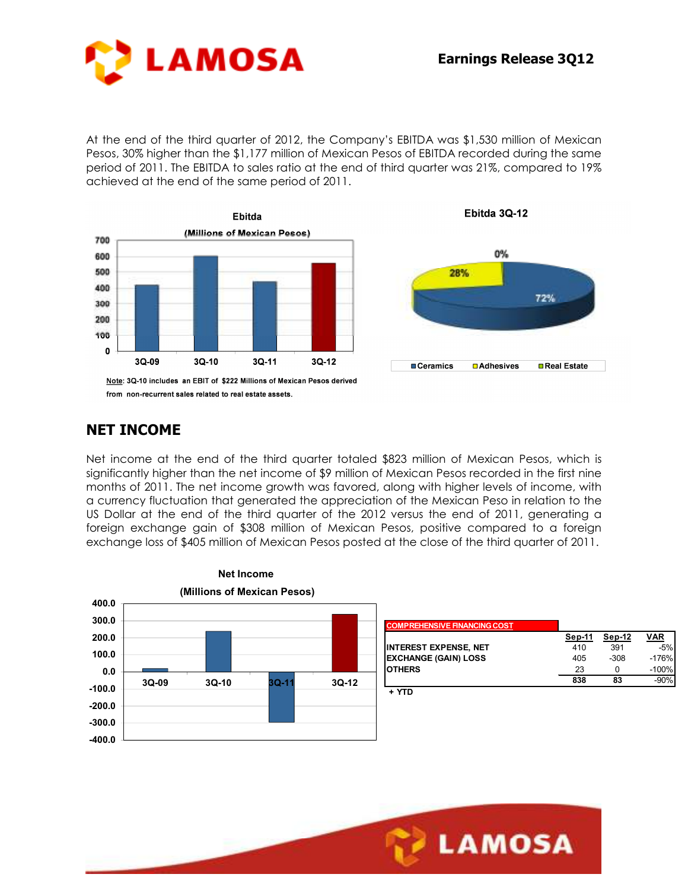At the end of the third quarter of 2012, the Company's EBITDA was $1,530 million of Mexican Pesos, 30% higher than the $1,177 million of Mexican Pesos of EBITDA recorded during the same period of 2011. The EBITDA to sales ratio at the end of third quarter was 21%, compared to 19% achieved at the end of the same period of 2011.

**Ebitda**

**(Millions of Mexican Pesos)**

Note: 3Q-10 includes an EBIT of $222 Millions of Mexican Pesos derived from non-recurrent sales related to real estate assets.

**Ebitda 3Q-12**

Ceramics 72%, Adhesives 28%, Real Estate 0%

## NET INCOME

Net income at the end of the third quarter totaled $823 million of Mexican Pesos, which is significantly higher than the net income of $9 million of Mexican Pesos recorded in the first nine months of 2011. The net income growth was favored, along with higher levels of income, with a currency fluctuation that generated the appreciation of the Mexican Peso in relation to the US Dollar at the end of the third quarter of the 2012 versus the end of 2011, generating a foreign exchange gain of $308 million of Mexican Pesos, positive compared to a foreign exchange loss of $405 million of Mexican Pesos posted at the close of the third quarter of 2011.

**Net Income**

**(Millions of Mexican Pesos)**

| COMPREHENSIVE FINANCING COST | Sep-11 | Sep-12 | VAR |
|---|---|---|---|
| INTEREST EXPENSE, NET | 410 | 391 | -5% |
| EXCHANGE (GAIN) LOSS | 405 | -308 | -176% |
| OTHERS | 23 | 0 | -100% |
| | 838 | 83 | -90% |

+ YTD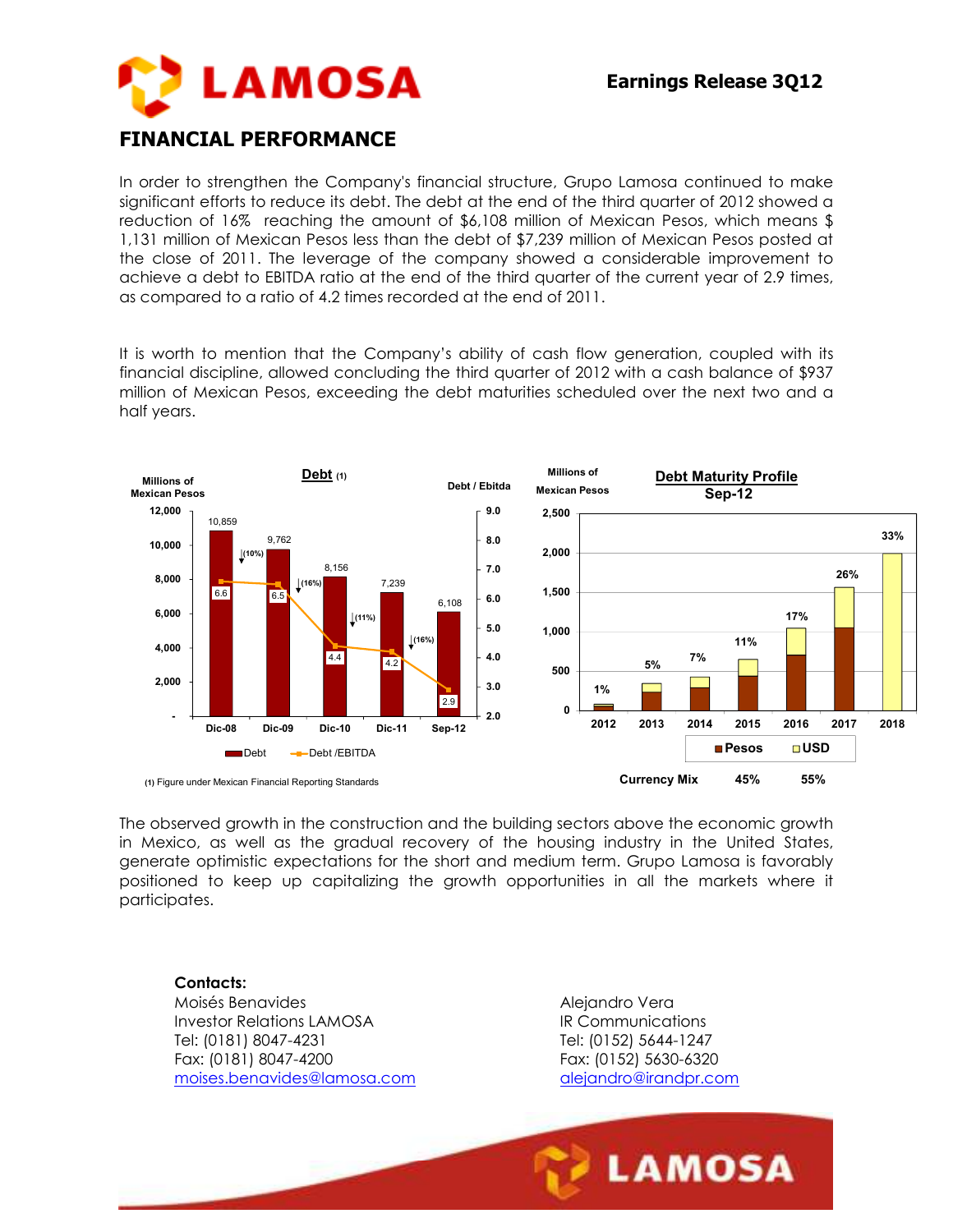# LAMOSA

**Earnings Release 3Q12**

## FINANCIAL PERFORMANCE

In order to strengthen the Company's financial structure, Grupo Lamosa continued to make significant efforts to reduce its debt. The debt at the end of the third quarter of 2012 showed a reduction of 16% reaching the amount of $6,108 million of Mexican Pesos, which means $ 1,131 million of Mexican Pesos less than the debt of $7,239 million of Mexican Pesos posted at the close of 2011. The leverage of the company showed a considerable improvement to achieve a debt to EBITDA ratio at the end of the third quarter of the current year of 2.9 times, as compared to a ratio of 4.2 times recorded at the end of 2011.

It is worth to mention that the Company's ability of cash flow generation, coupled with its financial discipline, allowed concluding the third quarter of 2012 with a cash balance of $937 million of Mexican Pesos, exceeding the debt maturities scheduled over the next two and a half years.

**Debt (1)**

Millions of Mexican Pesos

Debt / Ebitda

12,000
10,000
8,000
6,000
4,000
2,000
-

9.0
8.0
7.0
6.0
5.0
4.0
3.0
2.0

Dic-08: 10,859 — 6.6
(10%)
Dic-09: 9,762 — 6.5
(16%)
Dic-10: 8,156 — 4.4
(11%)
Dic-11: 7,239 — 4.2
(16%)
Sep-12: 6,108 — 2.9

Debt — Debt /EBITDA

(1) Figure under Mexican Financial Reporting Standards

**Debt Maturity Profile**
**Sep-12**

Millions of Mexican Pesos

2,500
2,000
1,500
1,000
500
0

2012: 1%
2013: 5%
2014: 7%
2015: 11%
2016: 17%
2017: 26%
2018: 33%

Pesos — USD

Currency Mix: 45% — 55%

The observed growth in the construction and the building sectors above the economic growth in Mexico, as well as the gradual recovery of the housing industry in the United States, generate optimistic expectations for the short and medium term. Grupo Lamosa is favorably positioned to keep up capitalizing the growth opportunities in all the markets where it participates.

**Contacts:**

Moisés Benavides
Investor Relations LAMOSA
Tel: (0181) 8047-4231
Fax: (0181) 8047-4200
moises.benavides@lamosa.com

Alejandro Vera
IR Communications
Tel: (0152) 5644-1247
Fax: (0152) 5630-6320
alejandro@irandpr.com